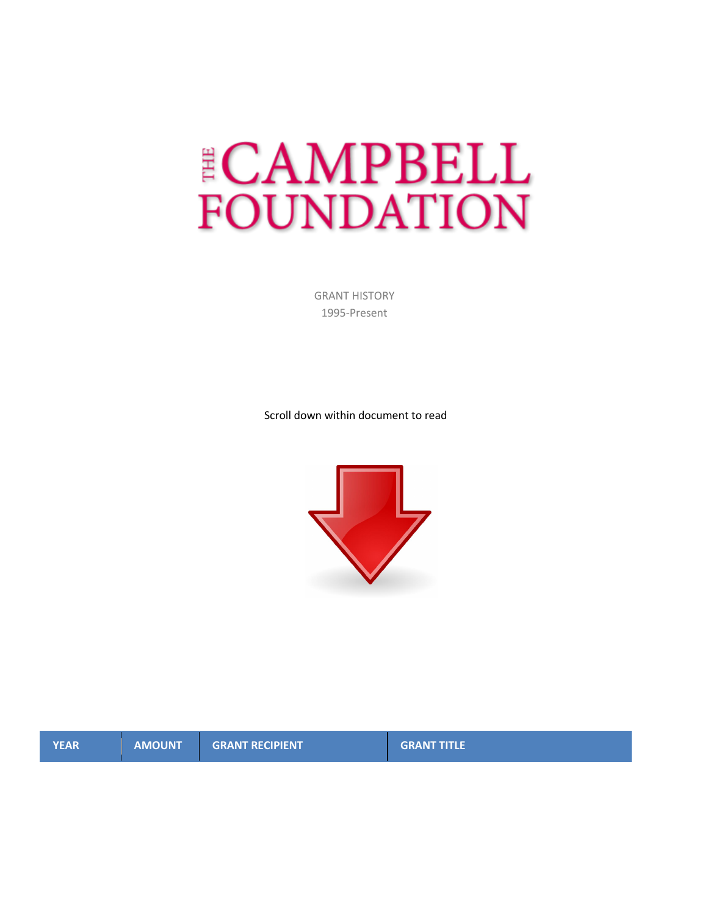# THE CAMPBELL FOUNDATION

GRANT HISTORY
1995-Present

Scroll down within document to read

| YEAR | AMOUNT | GRANT RECIPIENT | GRANT TITLE |
|---|---|---|---|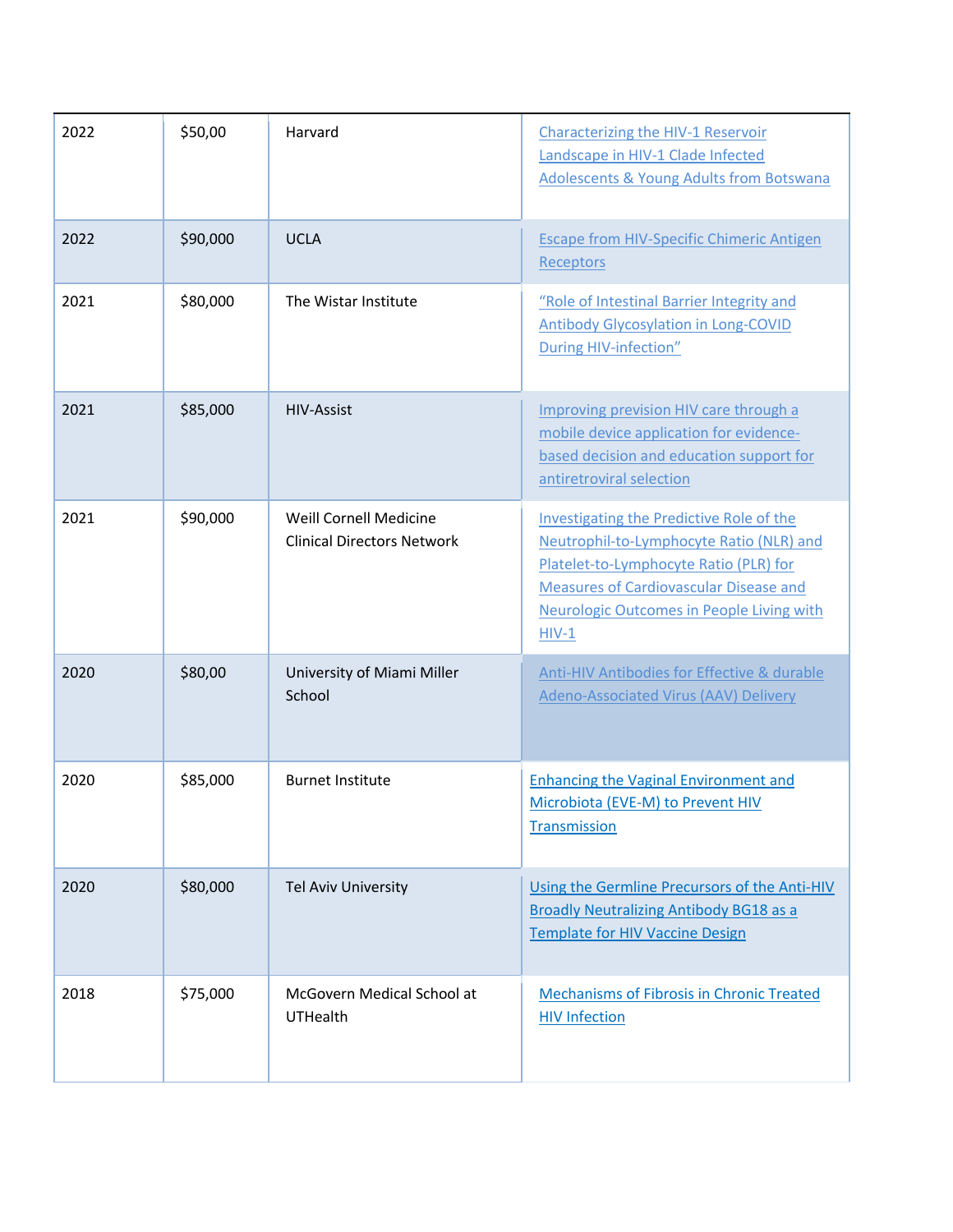| 2022 | $50,00 | Harvard | Characterizing the HIV-1 Reservoir Landscape in HIV-1 Clade Infected Adolescents & Young Adults from Botswana |
|---|---|---|---|
| 2022 | $90,000 | UCLA | Escape from HIV-Specific Chimeric Antigen Receptors |
| 2021 | $80,000 | The Wistar Institute | "Role of Intestinal Barrier Integrity and Antibody Glycosylation in Long-COVID During HIV-infection" |
| 2021 | $85,000 | HIV-Assist | Improving prevision HIV care through a mobile device application for evidence-based decision and education support for antiretroviral selection |
| 2021 | $90,000 | Weill Cornell Medicine Clinical Directors Network | Investigating the Predictive Role of the Neutrophil-to-Lymphocyte Ratio (NLR) and Platelet-to-Lymphocyte Ratio (PLR) for Measures of Cardiovascular Disease and Neurologic Outcomes in People Living with HIV-1 |
| 2020 | $80,00 | University of Miami Miller School | Anti-HIV Antibodies for Effective & durable Adeno-Associated Virus (AAV) Delivery |
| 2020 | $85,000 | Burnet Institute | Enhancing the Vaginal Environment and Microbiota (EVE-M) to Prevent HIV Transmission |
| 2020 | $80,000 | Tel Aviv University | Using the Germline Precursors of the Anti-HIV Broadly Neutralizing Antibody BG18 as a Template for HIV Vaccine Design |
| 2018 | $75,000 | McGovern Medical School at UTHealth | Mechanisms of Fibrosis in Chronic Treated HIV Infection |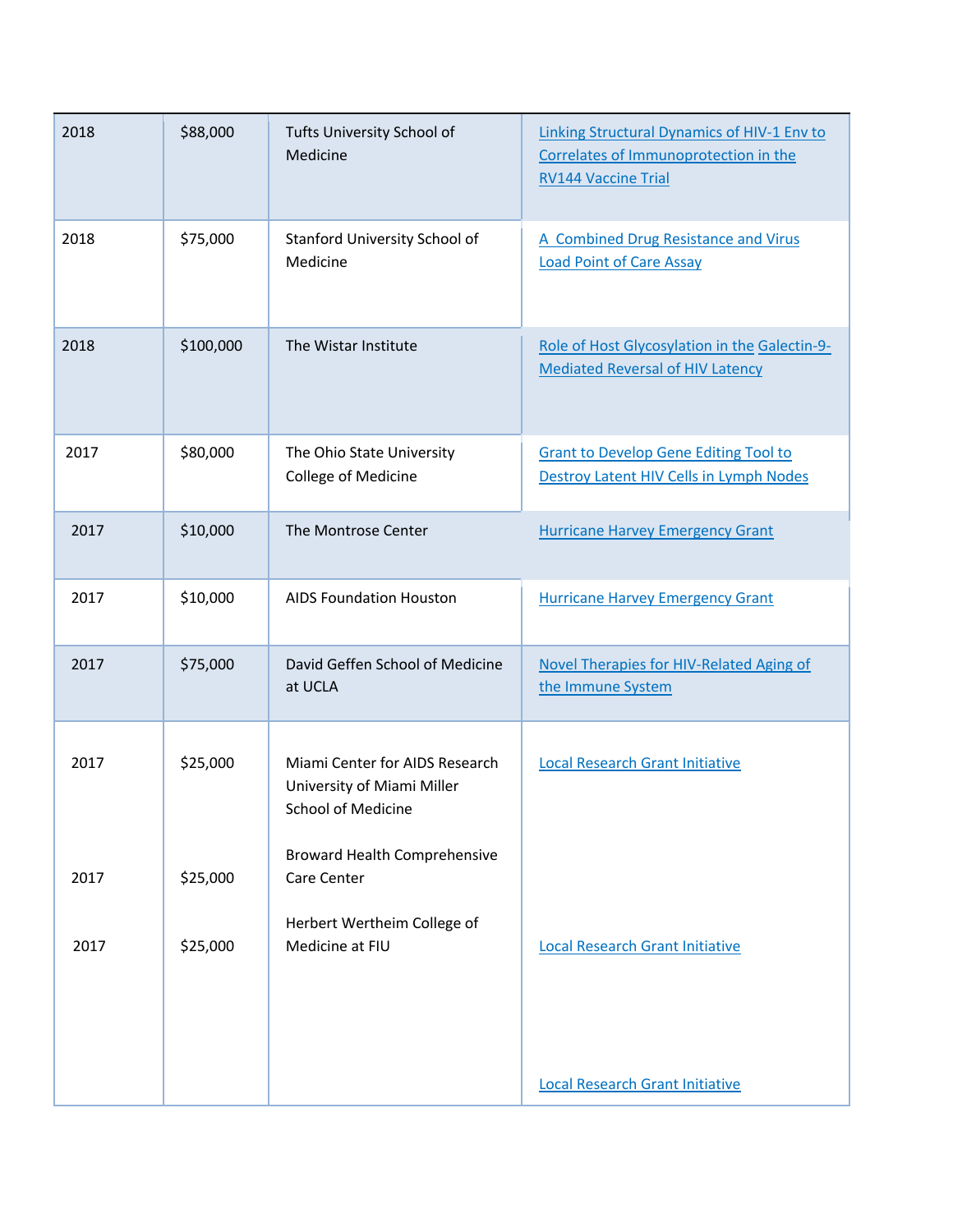| | | | |
|---|---|---|---|
| 2018 | $88,000 | Tufts University School of Medicine | Linking Structural Dynamics of HIV-1 Env to Correlates of Immunoprotection in the RV144 Vaccine Trial |
| 2018 | $75,000 | Stanford University School of Medicine | A Combined Drug Resistance and Virus Load Point of Care Assay |
| 2018 | $100,000 | The Wistar Institute | Role of Host Glycosylation in the Galectin-9-Mediated Reversal of HIV Latency |
| 2017 | $80,000 | The Ohio State University College of Medicine | Grant to Develop Gene Editing Tool to Destroy Latent HIV Cells in Lymph Nodes |
| 2017 | $10,000 | The Montrose Center | Hurricane Harvey Emergency Grant |
| 2017 | $10,000 | AIDS Foundation Houston | Hurricane Harvey Emergency Grant |
| 2017 | $75,000 | David Geffen School of Medicine at UCLA | Novel Therapies for HIV-Related Aging of the Immune System |
| 2017 | $25,000 | Miami Center for AIDS Research University of Miami Miller School of Medicine | Local Research Grant Initiative |
| 2017 | $25,000 | Broward Health Comprehensive Care Center | Local Research Grant Initiative |
| 2017 | $25,000 | Herbert Wertheim College of Medicine at FIU | Local Research Grant Initiative |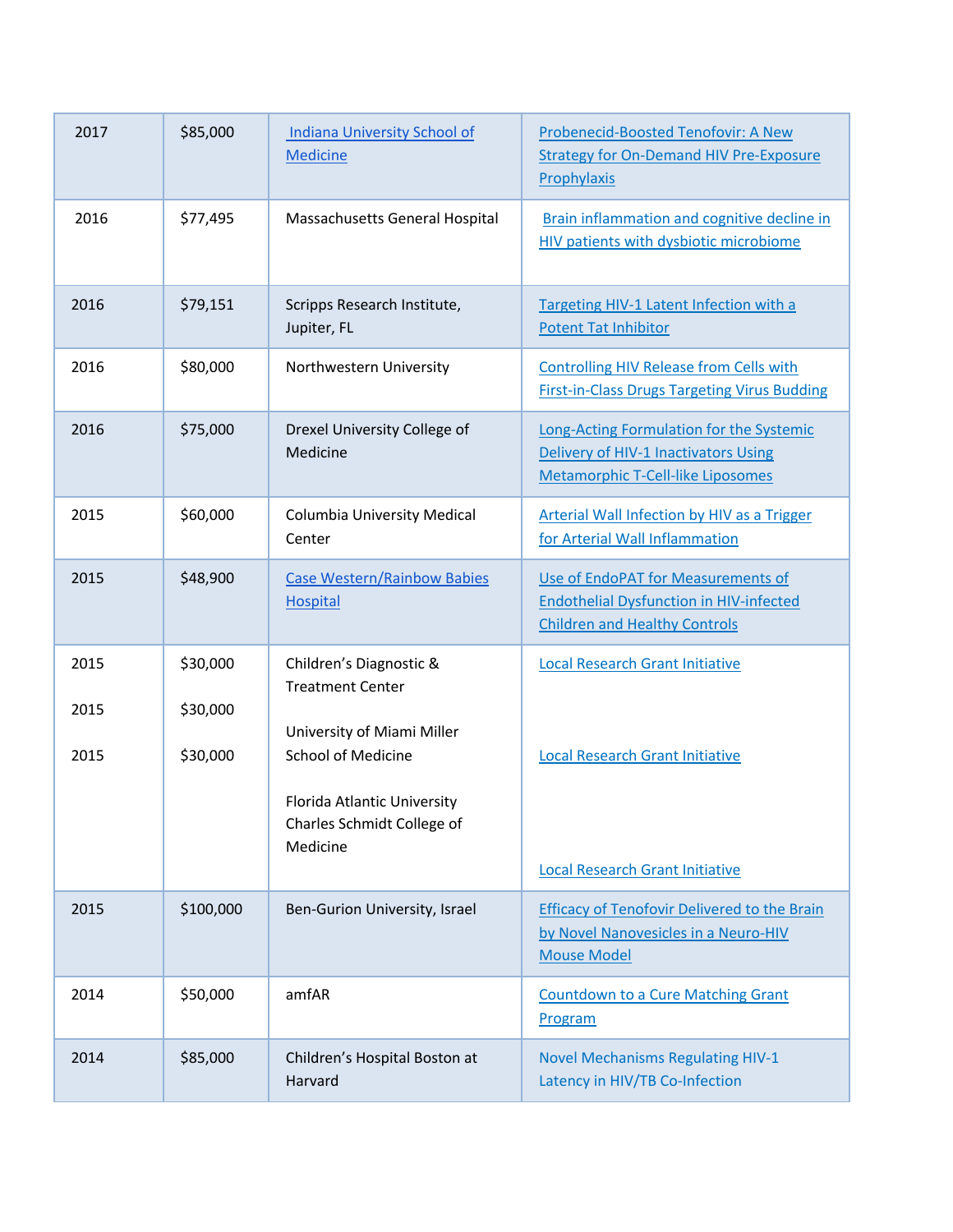| | | | |
|---|---|---|---|
| 2017 | $85,000 | Indiana University School of Medicine | Probenecid-Boosted Tenofovir: A New Strategy for On-Demand HIV Pre-Exposure Prophylaxis |
| 2016 | $77,495 | Massachusetts General Hospital | Brain inflammation and cognitive decline in HIV patients with dysbiotic microbiome |
| 2016 | $79,151 | Scripps Research Institute, Jupiter, FL | Targeting HIV-1 Latent Infection with a Potent Tat Inhibitor |
| 2016 | $80,000 | Northwestern University | Controlling HIV Release from Cells with First-in-Class Drugs Targeting Virus Budding |
| 2016 | $75,000 | Drexel University College of Medicine | Long-Acting Formulation for the Systemic Delivery of HIV-1 Inactivators Using Metamorphic T-Cell-like Liposomes |
| 2015 | $60,000 | Columbia University Medical Center | Arterial Wall Infection by HIV as a Trigger for Arterial Wall Inflammation |
| 2015 | $48,900 | Case Western/Rainbow Babies Hospital | Use of EndoPAT for Measurements of Endothelial Dysfunction in HIV-infected Children and Healthy Controls |
| 2015<br>2015<br>2015 | $30,000<br>$30,000<br>$30,000 | Children's Diagnostic & Treatment Center<br>University of Miami Miller School of Medicine<br>Florida Atlantic University Charles Schmidt College of Medicine | Local Research Grant Initiative<br>Local Research Grant Initiative<br>Local Research Grant Initiative |
| 2015 | $100,000 | Ben-Gurion University, Israel | Efficacy of Tenofovir Delivered to the Brain by Novel Nanovesicles in a Neuro-HIV Mouse Model |
| 2014 | $50,000 | amfAR | Countdown to a Cure Matching Grant Program |
| 2014 | $85,000 | Children's Hospital Boston at Harvard | Novel Mechanisms Regulating HIV-1 Latency in HIV/TB Co-Infection |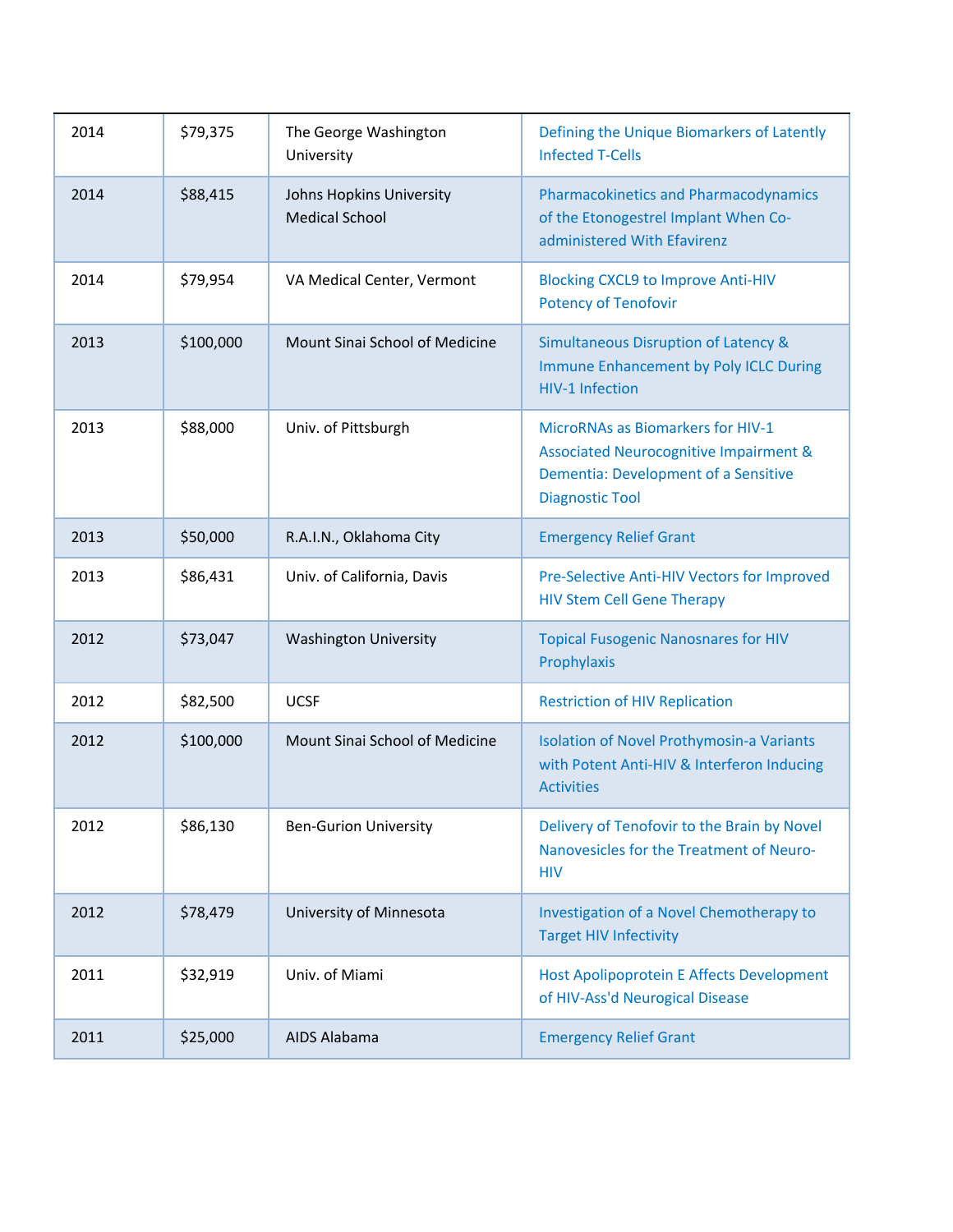| | | | |
|---|---|---|---|
| 2014 | $79,375 | The George Washington University | Defining the Unique Biomarkers of Latently Infected T-Cells |
| 2014 | $88,415 | Johns Hopkins University Medical School | Pharmacokinetics and Pharmacodynamics of the Etonogestrel Implant When Co-administered With Efavirenz |
| 2014 | $79,954 | VA Medical Center, Vermont | Blocking CXCL9 to Improve Anti-HIV Potency of Tenofovir |
| 2013 | $100,000 | Mount Sinai School of Medicine | Simultaneous Disruption of Latency & Immune Enhancement by Poly ICLC During HIV-1 Infection |
| 2013 | $88,000 | Univ. of Pittsburgh | MicroRNAs as Biomarkers for HIV-1 Associated Neurocognitive Impairment & Dementia: Development of a Sensitive Diagnostic Tool |
| 2013 | $50,000 | R.A.I.N., Oklahoma City | Emergency Relief Grant |
| 2013 | $86,431 | Univ. of California, Davis | Pre-Selective Anti-HIV Vectors for Improved HIV Stem Cell Gene Therapy |
| 2012 | $73,047 | Washington University | Topical Fusogenic Nanosnares for HIV Prophylaxis |
| 2012 | $82,500 | UCSF | Restriction of HIV Replication |
| 2012 | $100,000 | Mount Sinai School of Medicine | Isolation of Novel Prothymosin-a Variants with Potent Anti-HIV & Interferon Inducing Activities |
| 2012 | $86,130 | Ben-Gurion University | Delivery of Tenofovir to the Brain by Novel Nanovesicles for the Treatment of Neuro-HIV |
| 2012 | $78,479 | University of Minnesota | Investigation of a Novel Chemotherapy to Target HIV Infectivity |
| 2011 | $32,919 | Univ. of Miami | Host Apolipoprotein E Affects Development of HIV-Ass'd Neurogical Disease |
| 2011 | $25,000 | AIDS Alabama | Emergency Relief Grant |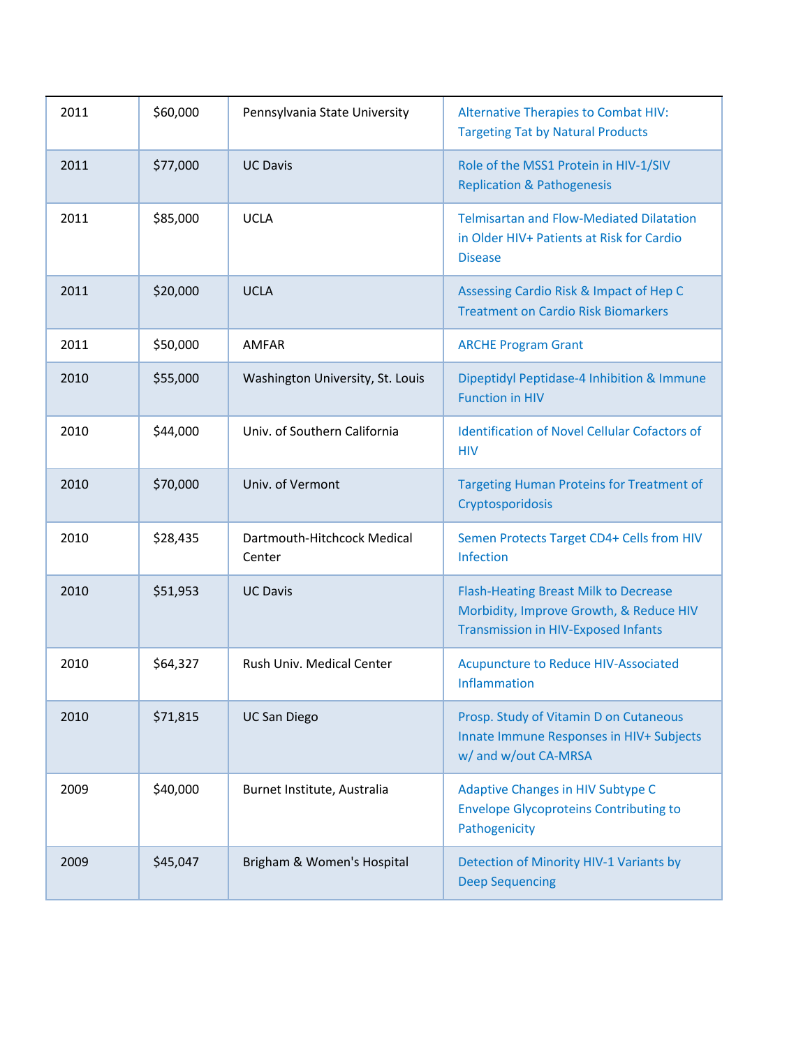| | | | |
|---|---|---|---|
| 2011 | $60,000 | Pennsylvania State University | Alternative Therapies to Combat HIV: Targeting Tat by Natural Products |
| 2011 | $77,000 | UC Davis | Role of the MSS1 Protein in HIV-1/SIV Replication & Pathogenesis |
| 2011 | $85,000 | UCLA | Telmisartan and Flow-Mediated Dilatation in Older HIV+ Patients at Risk for Cardio Disease |
| 2011 | $20,000 | UCLA | Assessing Cardio Risk & Impact of Hep C Treatment on Cardio Risk Biomarkers |
| 2011 | $50,000 | AMFAR | ARCHE Program Grant |
| 2010 | $55,000 | Washington University, St. Louis | Dipeptidyl Peptidase-4 Inhibition & Immune Function in HIV |
| 2010 | $44,000 | Univ. of Southern California | Identification of Novel Cellular Cofactors of HIV |
| 2010 | $70,000 | Univ. of Vermont | Targeting Human Proteins for Treatment of Cryptosporidosis |
| 2010 | $28,435 | Dartmouth-Hitchcock Medical Center | Semen Protects Target CD4+ Cells from HIV Infection |
| 2010 | $51,953 | UC Davis | Flash-Heating Breast Milk to Decrease Morbidity, Improve Growth, & Reduce HIV Transmission in HIV-Exposed Infants |
| 2010 | $64,327 | Rush Univ. Medical Center | Acupuncture to Reduce HIV-Associated Inflammation |
| 2010 | $71,815 | UC San Diego | Prosp. Study of Vitamin D on Cutaneous Innate Immune Responses in HIV+ Subjects w/ and w/out CA-MRSA |
| 2009 | $40,000 | Burnet Institute, Australia | Adaptive Changes in HIV Subtype C Envelope Glycoproteins Contributing to Pathogenicity |
| 2009 | $45,047 | Brigham & Women's Hospital | Detection of Minority HIV-1 Variants by Deep Sequencing |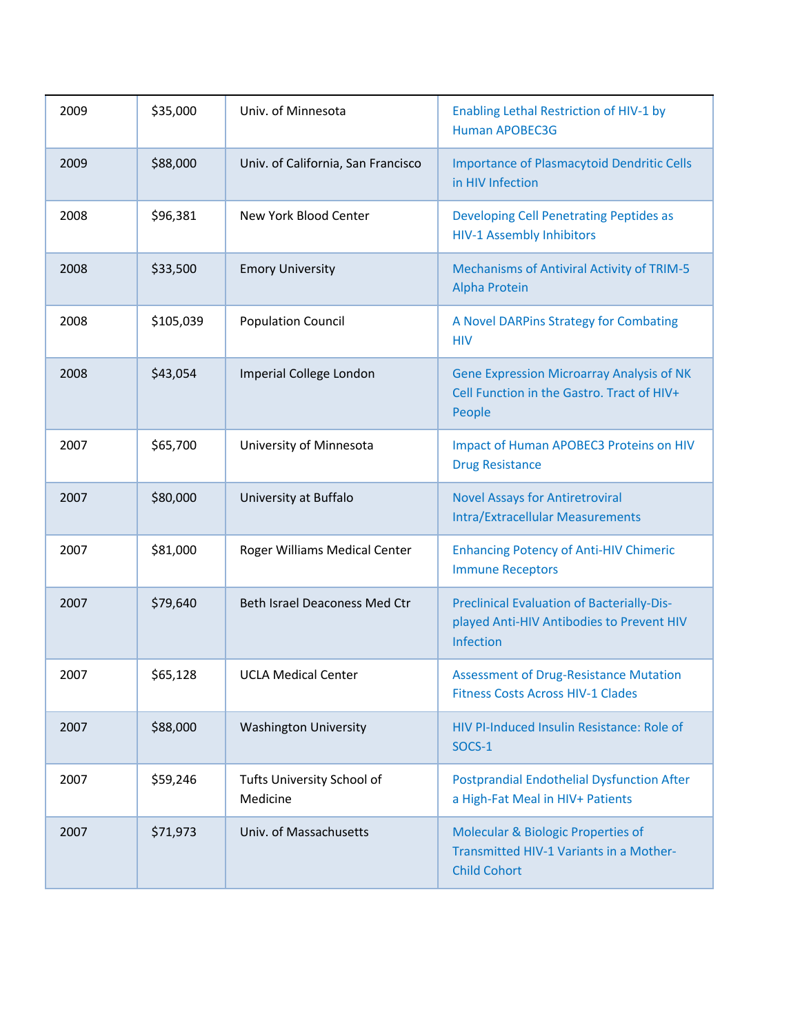| | | | |
|---|---|---|---|
| 2009 | $35,000 | Univ. of Minnesota | Enabling Lethal Restriction of HIV-1 by Human APOBEC3G |
| 2009 | $88,000 | Univ. of California, San Francisco | Importance of Plasmacytoid Dendritic Cells in HIV Infection |
| 2008 | $96,381 | New York Blood Center | Developing Cell Penetrating Peptides as HIV-1 Assembly Inhibitors |
| 2008 | $33,500 | Emory University | Mechanisms of Antiviral Activity of TRIM-5 Alpha Protein |
| 2008 | $105,039 | Population Council | A Novel DARPins Strategy for Combating HIV |
| 2008 | $43,054 | Imperial College London | Gene Expression Microarray Analysis of NK Cell Function in the Gastro. Tract of HIV+ People |
| 2007 | $65,700 | University of Minnesota | Impact of Human APOBEC3 Proteins on HIV Drug Resistance |
| 2007 | $80,000 | University at Buffalo | Novel Assays for Antiretroviral Intra/Extracellular Measurements |
| 2007 | $81,000 | Roger Williams Medical Center | Enhancing Potency of Anti-HIV Chimeric Immune Receptors |
| 2007 | $79,640 | Beth Israel Deaconess Med Ctr | Preclinical Evaluation of Bacterially-Displayed Anti-HIV Antibodies to Prevent HIV Infection |
| 2007 | $65,128 | UCLA Medical Center | Assessment of Drug-Resistance Mutation Fitness Costs Across HIV-1 Clades |
| 2007 | $88,000 | Washington University | HIV PI-Induced Insulin Resistance: Role of SOCS-1 |
| 2007 | $59,246 | Tufts University School of Medicine | Postprandial Endothelial Dysfunction After a High-Fat Meal in HIV+ Patients |
| 2007 | $71,973 | Univ. of Massachusetts | Molecular & Biologic Properties of Transmitted HIV-1 Variants in a Mother-Child Cohort |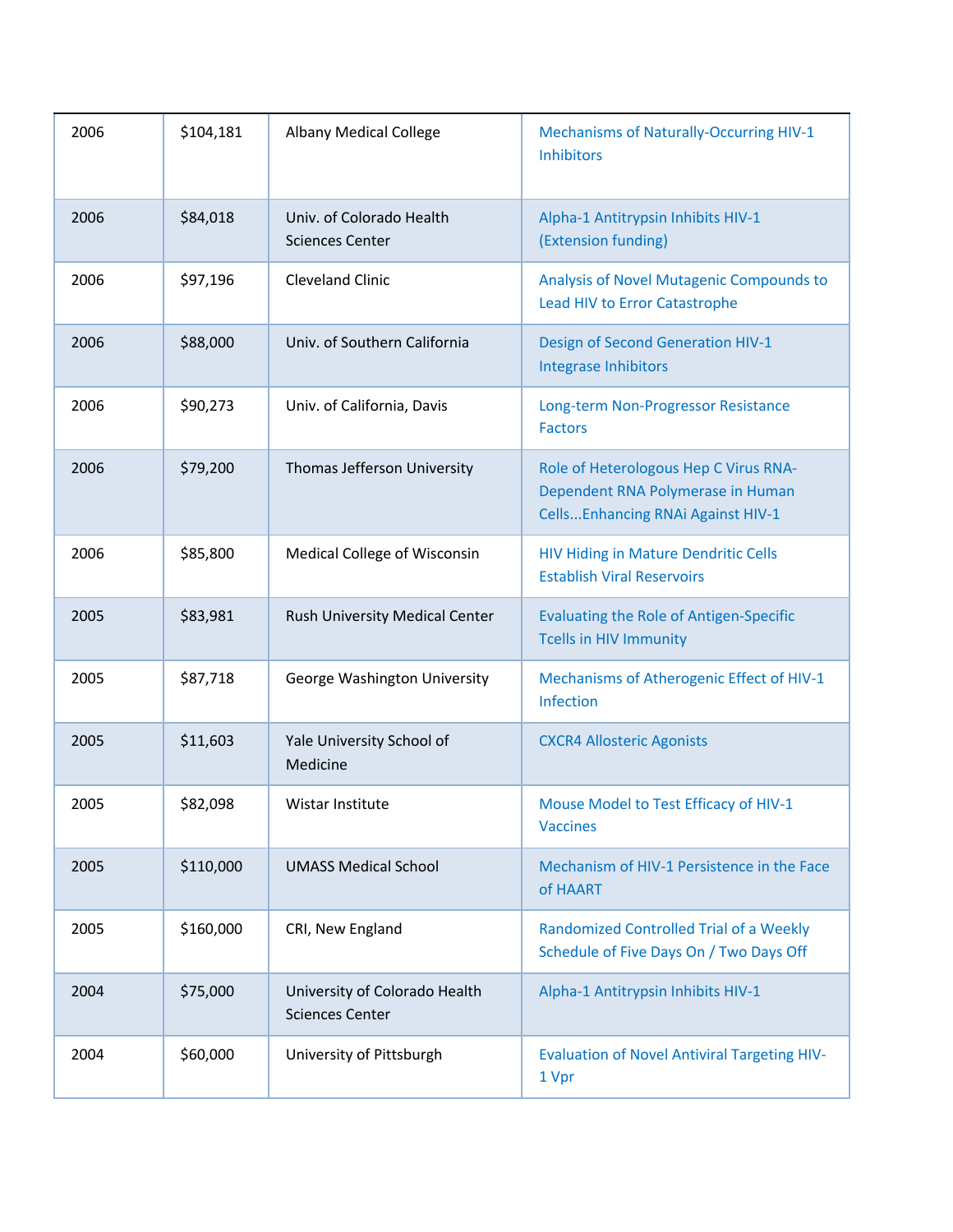| | | | |
|---|---|---|---|
| 2006 | $104,181 | Albany Medical College | Mechanisms of Naturally-Occurring HIV-1 Inhibitors |
| 2006 | $84,018 | Univ. of Colorado Health Sciences Center | Alpha-1 Antitrypsin Inhibits HIV-1 (Extension funding) |
| 2006 | $97,196 | Cleveland Clinic | Analysis of Novel Mutagenic Compounds to Lead HIV to Error Catastrophe |
| 2006 | $88,000 | Univ. of Southern California | Design of Second Generation HIV-1 Integrase Inhibitors |
| 2006 | $90,273 | Univ. of California, Davis | Long-term Non-Progressor Resistance Factors |
| 2006 | $79,200 | Thomas Jefferson University | Role of Heterologous Hep C Virus RNA-Dependent RNA Polymerase in Human Cells...Enhancing RNAi Against HIV-1 |
| 2006 | $85,800 | Medical College of Wisconsin | HIV Hiding in Mature Dendritic Cells Establish Viral Reservoirs |
| 2005 | $83,981 | Rush University Medical Center | Evaluating the Role of Antigen-Specific Tcells in HIV Immunity |
| 2005 | $87,718 | George Washington University | Mechanisms of Atherogenic Effect of HIV-1 Infection |
| 2005 | $11,603 | Yale University School of Medicine | CXCR4 Allosteric Agonists |
| 2005 | $82,098 | Wistar Institute | Mouse Model to Test Efficacy of HIV-1 Vaccines |
| 2005 | $110,000 | UMASS Medical School | Mechanism of HIV-1 Persistence in the Face of HAART |
| 2005 | $160,000 | CRI, New England | Randomized Controlled Trial of a Weekly Schedule of Five Days On / Two Days Off |
| 2004 | $75,000 | University of Colorado Health Sciences Center | Alpha-1 Antitrypsin Inhibits HIV-1 |
| 2004 | $60,000 | University of Pittsburgh | Evaluation of Novel Antiviral Targeting HIV-1 Vpr |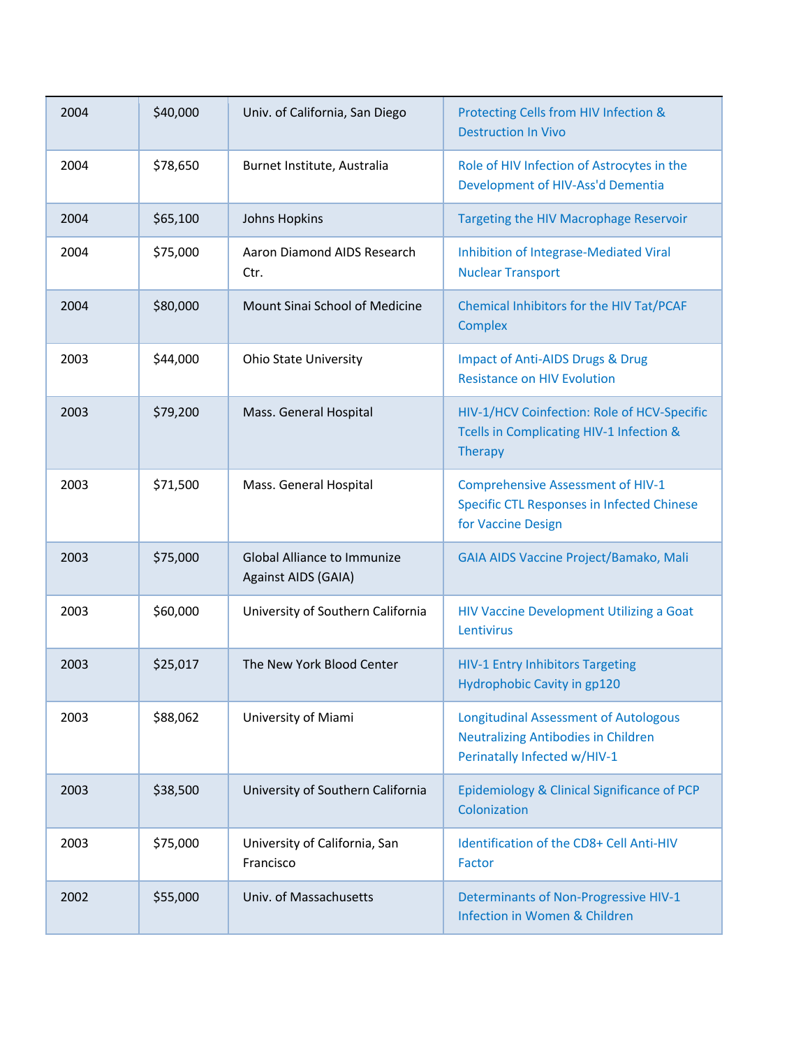| | | | |
|---|---|---|---|
| 2004 | $40,000 | Univ. of California, San Diego | Protecting Cells from HIV Infection & Destruction In Vivo |
| 2004 | $78,650 | Burnet Institute, Australia | Role of HIV Infection of Astrocytes in the Development of HIV-Ass'd Dementia |
| 2004 | $65,100 | Johns Hopkins | Targeting the HIV Macrophage Reservoir |
| 2004 | $75,000 | Aaron Diamond AIDS Research Ctr. | Inhibition of Integrase-Mediated Viral Nuclear Transport |
| 2004 | $80,000 | Mount Sinai School of Medicine | Chemical Inhibitors for the HIV Tat/PCAF Complex |
| 2003 | $44,000 | Ohio State University | Impact of Anti-AIDS Drugs & Drug Resistance on HIV Evolution |
| 2003 | $79,200 | Mass. General Hospital | HIV-1/HCV Coinfection: Role of HCV-Specific Tcells in Complicating HIV-1 Infection & Therapy |
| 2003 | $71,500 | Mass. General Hospital | Comprehensive Assessment of HIV-1 Specific CTL Responses in Infected Chinese for Vaccine Design |
| 2003 | $75,000 | Global Alliance to Immunize Against AIDS (GAIA) | GAIA AIDS Vaccine Project/Bamako, Mali |
| 2003 | $60,000 | University of Southern California | HIV Vaccine Development Utilizing a Goat Lentivirus |
| 2003 | $25,017 | The New York Blood Center | HIV-1 Entry Inhibitors Targeting Hydrophobic Cavity in gp120 |
| 2003 | $88,062 | University of Miami | Longitudinal Assessment of Autologous Neutralizing Antibodies in Children Perinatally Infected w/HIV-1 |
| 2003 | $38,500 | University of Southern California | Epidemiology & Clinical Significance of PCP Colonization |
| 2003 | $75,000 | University of California, San Francisco | Identification of the CD8+ Cell Anti-HIV Factor |
| 2002 | $55,000 | Univ. of Massachusetts | Determinants of Non-Progressive HIV-1 Infection in Women & Children |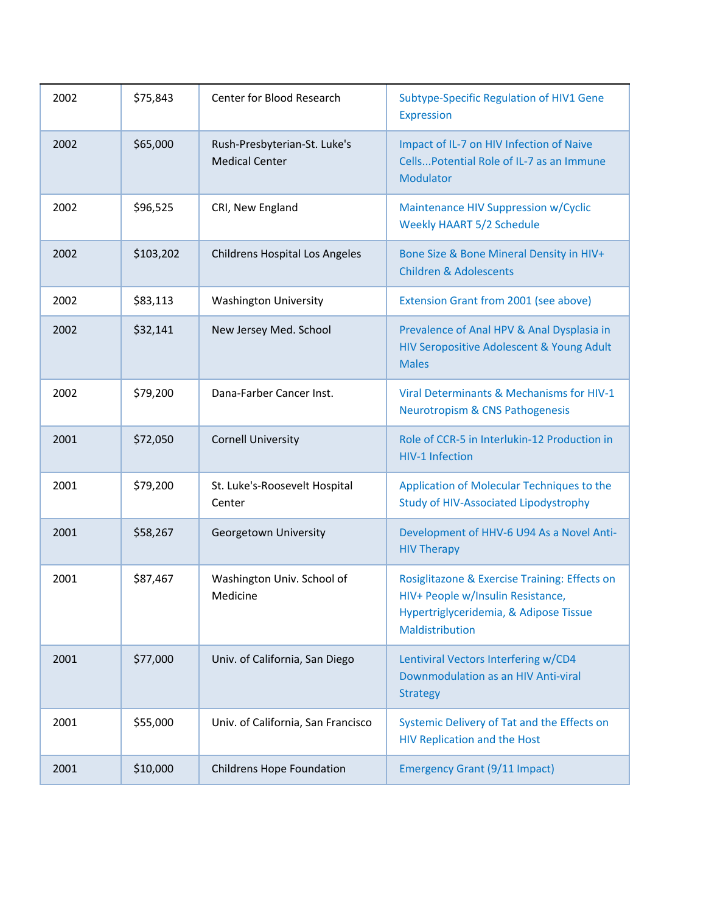| | | | |
|---|---|---|---|
| 2002 | $75,843 | Center for Blood Research | Subtype-Specific Regulation of HIV1 Gene Expression |
| 2002 | $65,000 | Rush-Presbyterian-St. Luke's Medical Center | Impact of IL-7 on HIV Infection of Naive Cells...Potential Role of IL-7 as an Immune Modulator |
| 2002 | $96,525 | CRI, New England | Maintenance HIV Suppression w/Cyclic Weekly HAART 5/2 Schedule |
| 2002 | $103,202 | Childrens Hospital Los Angeles | Bone Size & Bone Mineral Density in HIV+ Children & Adolescents |
| 2002 | $83,113 | Washington University | Extension Grant from 2001 (see above) |
| 2002 | $32,141 | New Jersey Med. School | Prevalence of Anal HPV & Anal Dysplasia in HIV Seropositive Adolescent & Young Adult Males |
| 2002 | $79,200 | Dana-Farber Cancer Inst. | Viral Determinants & Mechanisms for HIV-1 Neurotropism & CNS Pathogenesis |
| 2001 | $72,050 | Cornell University | Role of CCR-5 in Interlukin-12 Production in HIV-1 Infection |
| 2001 | $79,200 | St. Luke's-Roosevelt Hospital Center | Application of Molecular Techniques to the Study of HIV-Associated Lipodystrophy |
| 2001 | $58,267 | Georgetown University | Development of HHV-6 U94 As a Novel Anti-HIV Therapy |
| 2001 | $87,467 | Washington Univ. School of Medicine | Rosiglitazone & Exercise Training: Effects on HIV+ People w/Insulin Resistance, Hypertriglyceridemia, & Adipose Tissue Maldistribution |
| 2001 | $77,000 | Univ. of California, San Diego | Lentiviral Vectors Interfering w/CD4 Downmodulation as an HIV Anti-viral Strategy |
| 2001 | $55,000 | Univ. of California, San Francisco | Systemic Delivery of Tat and the Effects on HIV Replication and the Host |
| 2001 | $10,000 | Childrens Hope Foundation | Emergency Grant (9/11 Impact) |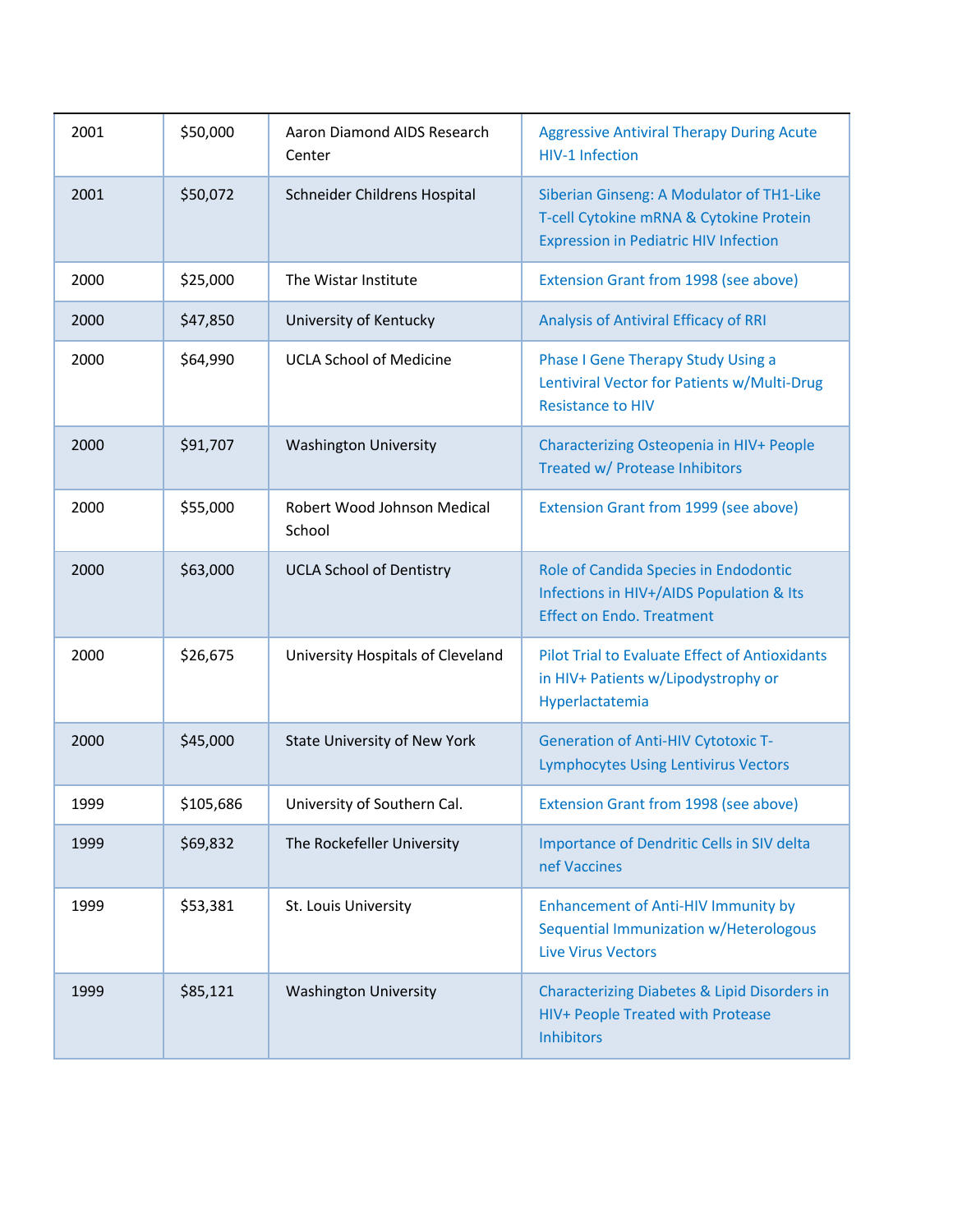| | | | |
|---|---|---|---|
| 2001 | $50,000 | Aaron Diamond AIDS Research Center | Aggressive Antiviral Therapy During Acute HIV-1 Infection |
| 2001 | $50,072 | Schneider Childrens Hospital | Siberian Ginseng: A Modulator of TH1-Like T-cell Cytokine mRNA & Cytokine Protein Expression in Pediatric HIV Infection |
| 2000 | $25,000 | The Wistar Institute | Extension Grant from 1998 (see above) |
| 2000 | $47,850 | University of Kentucky | Analysis of Antiviral Efficacy of RRI |
| 2000 | $64,990 | UCLA School of Medicine | Phase I Gene Therapy Study Using a Lentiviral Vector for Patients w/Multi-Drug Resistance to HIV |
| 2000 | $91,707 | Washington University | Characterizing Osteopenia in HIV+ People Treated w/ Protease Inhibitors |
| 2000 | $55,000 | Robert Wood Johnson Medical School | Extension Grant from 1999 (see above) |
| 2000 | $63,000 | UCLA School of Dentistry | Role of Candida Species in Endodontic Infections in HIV+/AIDS Population & Its Effect on Endo. Treatment |
| 2000 | $26,675 | University Hospitals of Cleveland | Pilot Trial to Evaluate Effect of Antioxidants in HIV+ Patients w/Lipodystrophy or Hyperlactatemia |
| 2000 | $45,000 | State University of New York | Generation of Anti-HIV Cytotoxic T-Lymphocytes Using Lentivirus Vectors |
| 1999 | $105,686 | University of Southern Cal. | Extension Grant from 1998 (see above) |
| 1999 | $69,832 | The Rockefeller University | Importance of Dendritic Cells in SIV delta nef Vaccines |
| 1999 | $53,381 | St. Louis University | Enhancement of Anti-HIV Immunity by Sequential Immunization w/Heterologous Live Virus Vectors |
| 1999 | $85,121 | Washington University | Characterizing Diabetes & Lipid Disorders in HIV+ People Treated with Protease Inhibitors |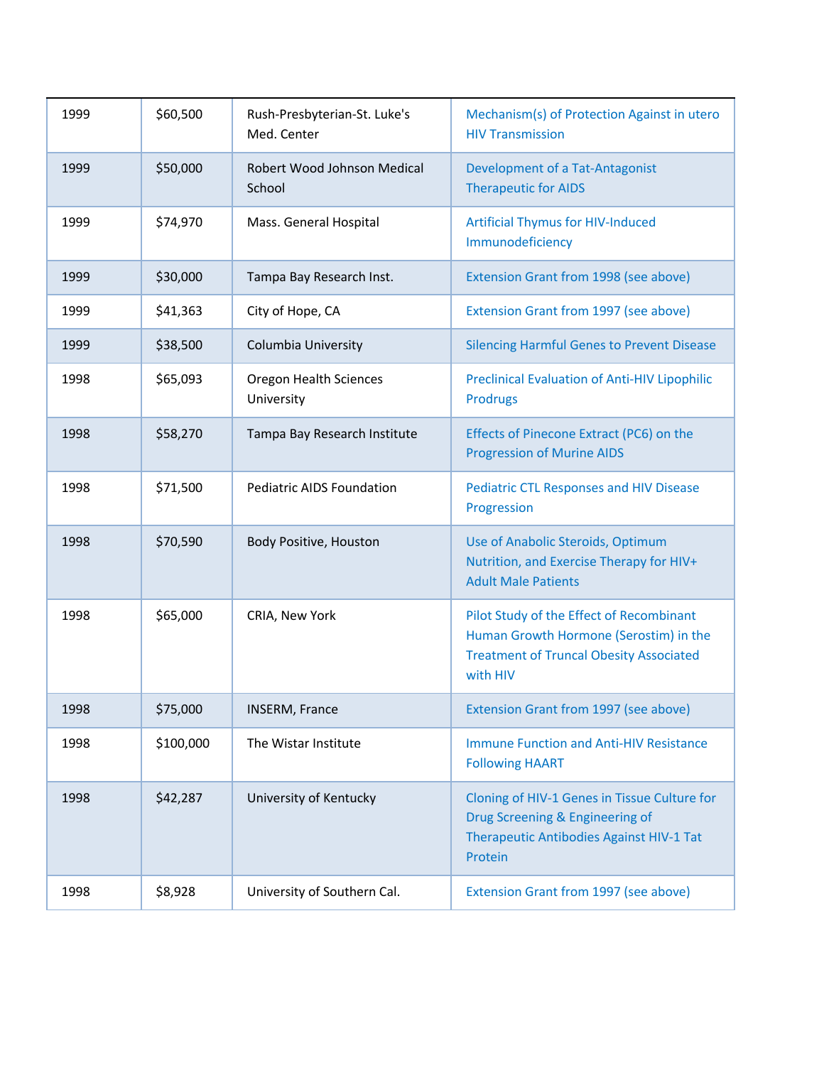| | | | |
|---|---|---|---|
| 1999 | $60,500 | Rush-Presbyterian-St. Luke's Med. Center | Mechanism(s) of Protection Against in utero HIV Transmission |
| 1999 | $50,000 | Robert Wood Johnson Medical School | Development of a Tat-Antagonist Therapeutic for AIDS |
| 1999 | $74,970 | Mass. General Hospital | Artificial Thymus for HIV-Induced Immunodeficiency |
| 1999 | $30,000 | Tampa Bay Research Inst. | Extension Grant from 1998 (see above) |
| 1999 | $41,363 | City of Hope, CA | Extension Grant from 1997 (see above) |
| 1999 | $38,500 | Columbia University | Silencing Harmful Genes to Prevent Disease |
| 1998 | $65,093 | Oregon Health Sciences University | Preclinical Evaluation of Anti-HIV Lipophilic Prodrugs |
| 1998 | $58,270 | Tampa Bay Research Institute | Effects of Pinecone Extract (PC6) on the Progression of Murine AIDS |
| 1998 | $71,500 | Pediatric AIDS Foundation | Pediatric CTL Responses and HIV Disease Progression |
| 1998 | $70,590 | Body Positive, Houston | Use of Anabolic Steroids, Optimum Nutrition, and Exercise Therapy for HIV+ Adult Male Patients |
| 1998 | $65,000 | CRIA, New York | Pilot Study of the Effect of Recombinant Human Growth Hormone (Serostim) in the Treatment of Truncal Obesity Associated with HIV |
| 1998 | $75,000 | INSERM, France | Extension Grant from 1997 (see above) |
| 1998 | $100,000 | The Wistar Institute | Immune Function and Anti-HIV Resistance Following HAART |
| 1998 | $42,287 | University of Kentucky | Cloning of HIV-1 Genes in Tissue Culture for Drug Screening & Engineering of Therapeutic Antibodies Against HIV-1 Tat Protein |
| 1998 | $8,928 | University of Southern Cal. | Extension Grant from 1997 (see above) |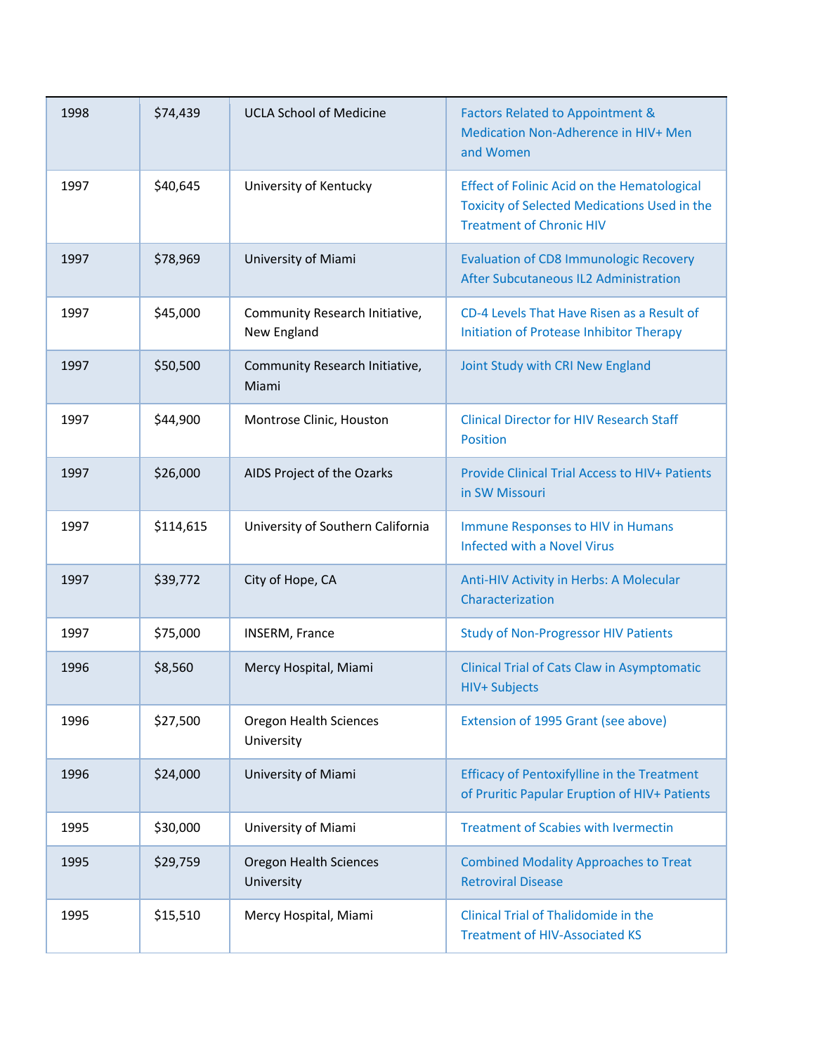| | | | |
|---|---|---|---|
| 1998 | $74,439 | UCLA School of Medicine | Factors Related to Appointment & Medication Non-Adherence in HIV+ Men and Women |
| 1997 | $40,645 | University of Kentucky | Effect of Folinic Acid on the Hematological Toxicity of Selected Medications Used in the Treatment of Chronic HIV |
| 1997 | $78,969 | University of Miami | Evaluation of CD8 Immunologic Recovery After Subcutaneous IL2 Administration |
| 1997 | $45,000 | Community Research Initiative, New England | CD-4 Levels That Have Risen as a Result of Initiation of Protease Inhibitor Therapy |
| 1997 | $50,500 | Community Research Initiative, Miami | Joint Study with CRI New England |
| 1997 | $44,900 | Montrose Clinic, Houston | Clinical Director for HIV Research Staff Position |
| 1997 | $26,000 | AIDS Project of the Ozarks | Provide Clinical Trial Access to HIV+ Patients in SW Missouri |
| 1997 | $114,615 | University of Southern California | Immune Responses to HIV in Humans Infected with a Novel Virus |
| 1997 | $39,772 | City of Hope, CA | Anti-HIV Activity in Herbs: A Molecular Characterization |
| 1997 | $75,000 | INSERM, France | Study of Non-Progressor HIV Patients |
| 1996 | $8,560 | Mercy Hospital, Miami | Clinical Trial of Cats Claw in Asymptomatic HIV+ Subjects |
| 1996 | $27,500 | Oregon Health Sciences University | Extension of 1995 Grant (see above) |
| 1996 | $24,000 | University of Miami | Efficacy of Pentoxifylline in the Treatment of Pruritic Papular Eruption of HIV+ Patients |
| 1995 | $30,000 | University of Miami | Treatment of Scabies with Ivermectin |
| 1995 | $29,759 | Oregon Health Sciences University | Combined Modality Approaches to Treat Retroviral Disease |
| 1995 | $15,510 | Mercy Hospital, Miami | Clinical Trial of Thalidomide in the Treatment of HIV-Associated KS |